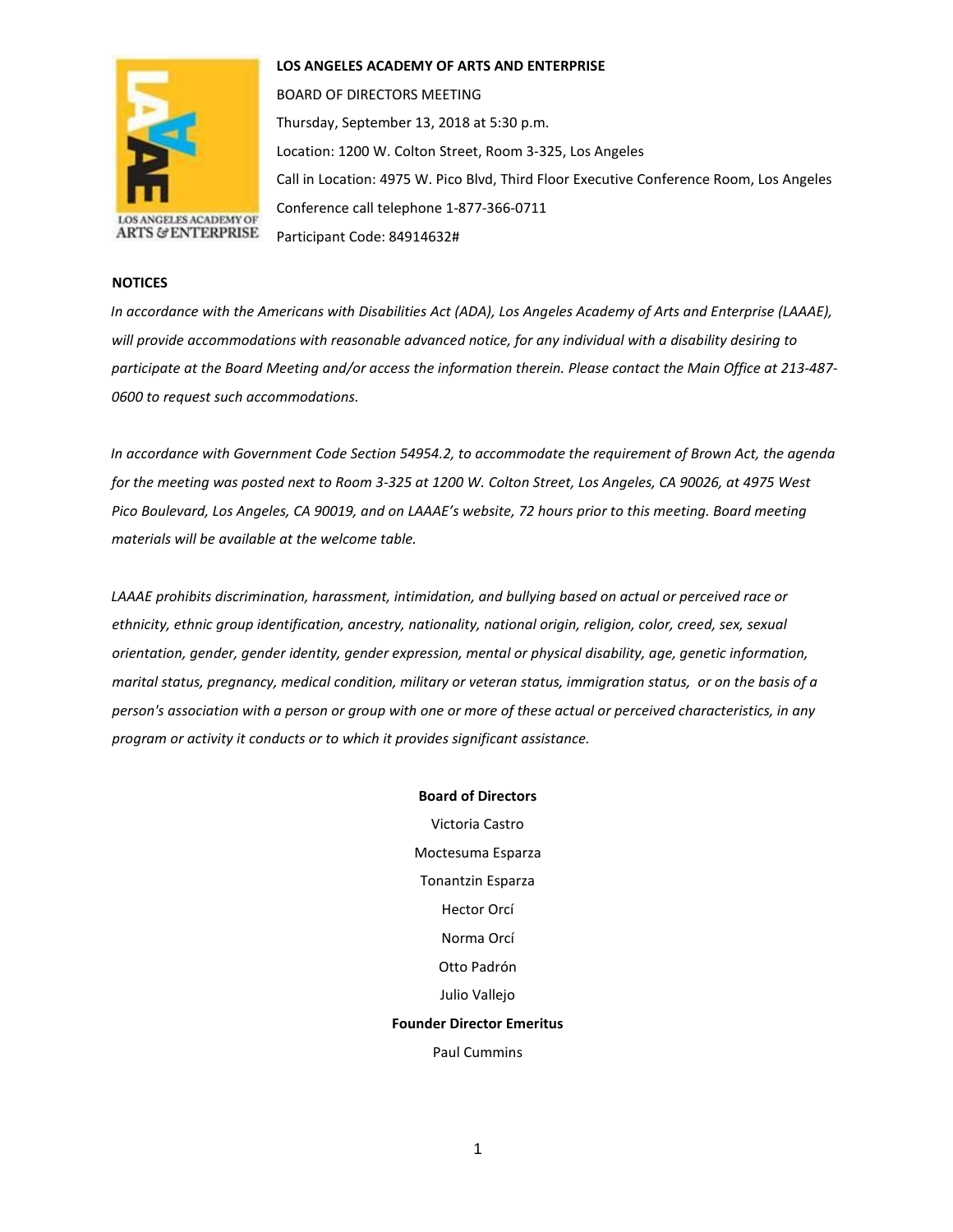**LOS ANGELES ACADEMY OF ARTS AND ENTERPRISE**

BOARD OF DIRECTORS MEETING

Thursday, September 13, 2018 at 5:30 p.m.

Location: 1200 W. Colton Street, Room 3-325, Los Angeles

Call in Location: 4975 W. Pico Blvd, Third Floor Executive Conference Room, Los Angeles

Conference call telephone 1-877-366-0711

Participant Code: 84914632#

**NOTICES**

*In accordance with the Americans with Disabilities Act (ADA), Los Angeles Academy of Arts and Enterprise (LAAAE), will provide accommodations with reasonable advanced notice, for any individual with a disability desiring to participate at the Board Meeting and/or access the information therein. Please contact the Main Office at 213-487-0600 to request such accommodations.*

*In accordance with Government Code Section 54954.2, to accommodate the requirement of Brown Act, the agenda for the meeting was posted next to Room 3-325 at 1200 W. Colton Street, Los Angeles, CA 90026, at 4975 West Pico Boulevard, Los Angeles, CA 90019, and on LAAAE's website, 72 hours prior to this meeting. Board meeting materials will be available at the welcome table.*

*LAAAE prohibits discrimination, harassment, intimidation, and bullying based on actual or perceived race or ethnicity, ethnic group identification, ancestry, nationality, national origin, religion, color, creed, sex, sexual orientation, gender, gender identity, gender expression, mental or physical disability, age, genetic information, marital status, pregnancy, medical condition, military or veteran status, immigration status, or on the basis of a person's association with a person or group with one or more of these actual or perceived characteristics, in any program or activity it conducts or to which it provides significant assistance.*

**Board of Directors**

Victoria Castro

Moctesuma Esparza

Tonantzin Esparza

Hector Orcí

Norma Orcí

Otto Padrón

Julio Vallejo

**Founder Director Emeritus**

Paul Cummins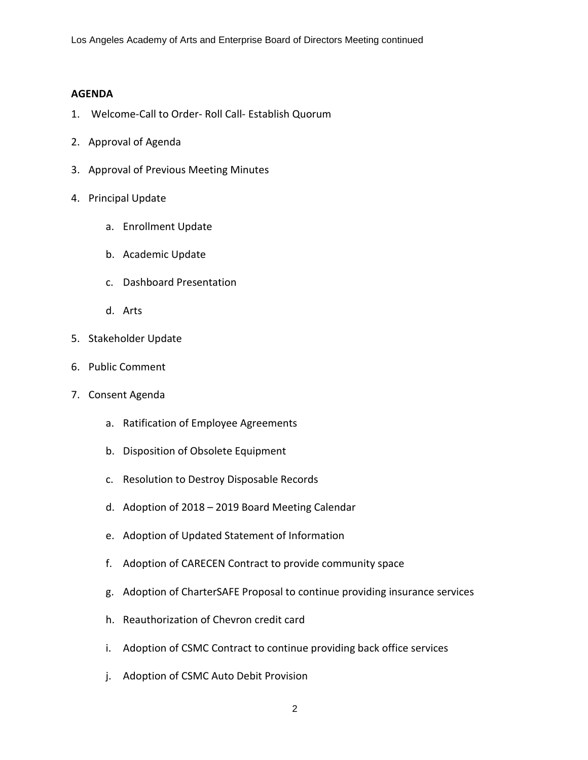**AGENDA**

1. Welcome-Call to Order- Roll Call- Establish Quorum
2. Approval of Agenda
3. Approval of Previous Meeting Minutes
4. Principal Update
    a. Enrollment Update
    b. Academic Update
    c. Dashboard Presentation
    d. Arts
5. Stakeholder Update
6. Public Comment
7. Consent Agenda
    a. Ratification of Employee Agreements
    b. Disposition of Obsolete Equipment
    c. Resolution to Destroy Disposable Records
    d. Adoption of 2018 – 2019 Board Meeting Calendar
    e. Adoption of Updated Statement of Information
    f. Adoption of CARECEN Contract to provide community space
    g. Adoption of CharterSAFE Proposal to continue providing insurance services
    h. Reauthorization of Chevron credit card
    i. Adoption of CSMC Contract to continue providing back office services
    j. Adoption of CSMC Auto Debit Provision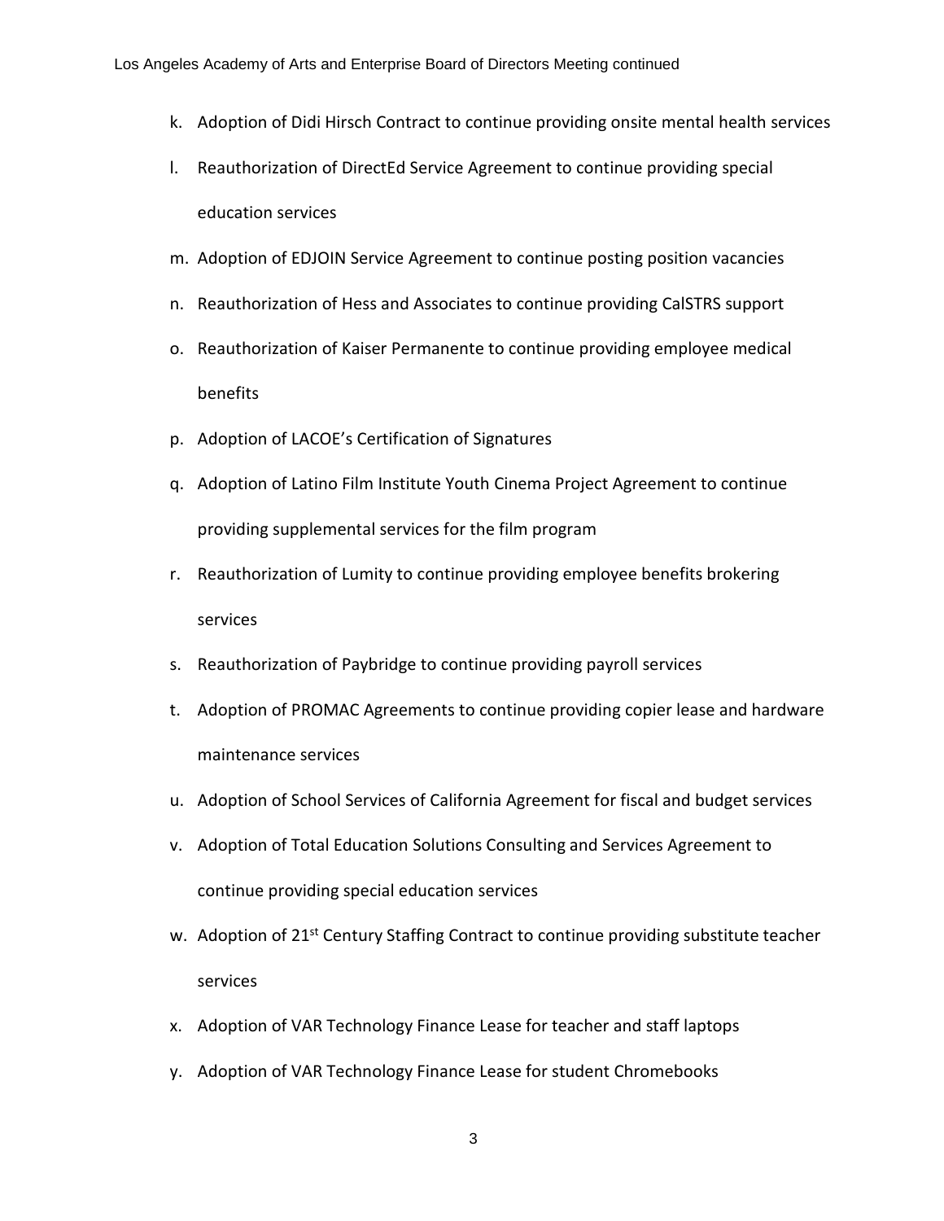k. Adoption of Didi Hirsch Contract to continue providing onsite mental health services

l. Reauthorization of DirectEd Service Agreement to continue providing special education services

m. Adoption of EDJOIN Service Agreement to continue posting position vacancies

n. Reauthorization of Hess and Associates to continue providing CalSTRS support

o. Reauthorization of Kaiser Permanente to continue providing employee medical benefits

p. Adoption of LACOE's Certification of Signatures

q. Adoption of Latino Film Institute Youth Cinema Project Agreement to continue providing supplemental services for the film program

r. Reauthorization of Lumity to continue providing employee benefits brokering services

s. Reauthorization of Paybridge to continue providing payroll services

t. Adoption of PROMAC Agreements to continue providing copier lease and hardware maintenance services

u. Adoption of School Services of California Agreement for fiscal and budget services

v. Adoption of Total Education Solutions Consulting and Services Agreement to continue providing special education services

w. Adoption of 21st Century Staffing Contract to continue providing substitute teacher services

x. Adoption of VAR Technology Finance Lease for teacher and staff laptops

y. Adoption of VAR Technology Finance Lease for student Chromebooks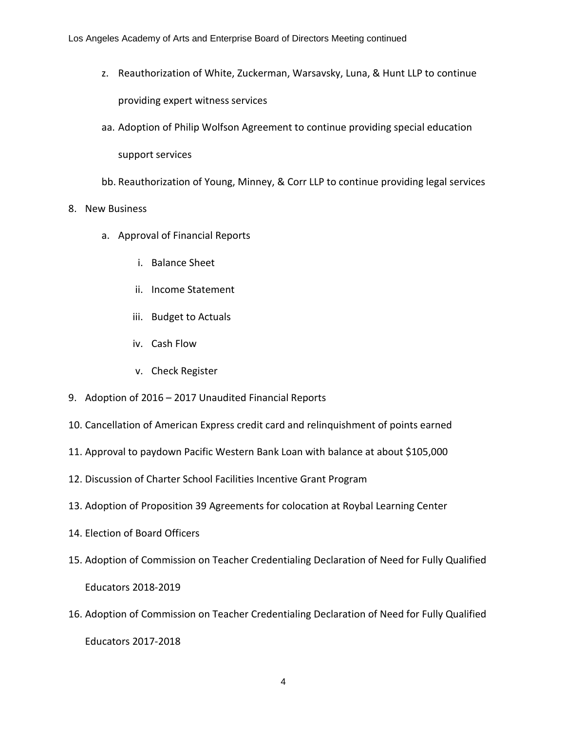z. Reauthorization of White, Zuckerman, Warsavsky, Luna, & Hunt LLP to continue providing expert witness services

aa. Adoption of Philip Wolfson Agreement to continue providing special education support services

bb. Reauthorization of Young, Minney, & Corr LLP to continue providing legal services

8. New Business
    a. Approval of Financial Reports
        i. Balance Sheet
        ii. Income Statement
        iii. Budget to Actuals
        iv. Cash Flow
        v. Check Register
9. Adoption of 2016 – 2017 Unaudited Financial Reports
10. Cancellation of American Express credit card and relinquishment of points earned
11. Approval to paydown Pacific Western Bank Loan with balance at about $105,000
12. Discussion of Charter School Facilities Incentive Grant Program
13. Adoption of Proposition 39 Agreements for colocation at Roybal Learning Center
14. Election of Board Officers
15. Adoption of Commission on Teacher Credentialing Declaration of Need for Fully Qualified Educators 2018-2019
16. Adoption of Commission on Teacher Credentialing Declaration of Need for Fully Qualified Educators 2017-2018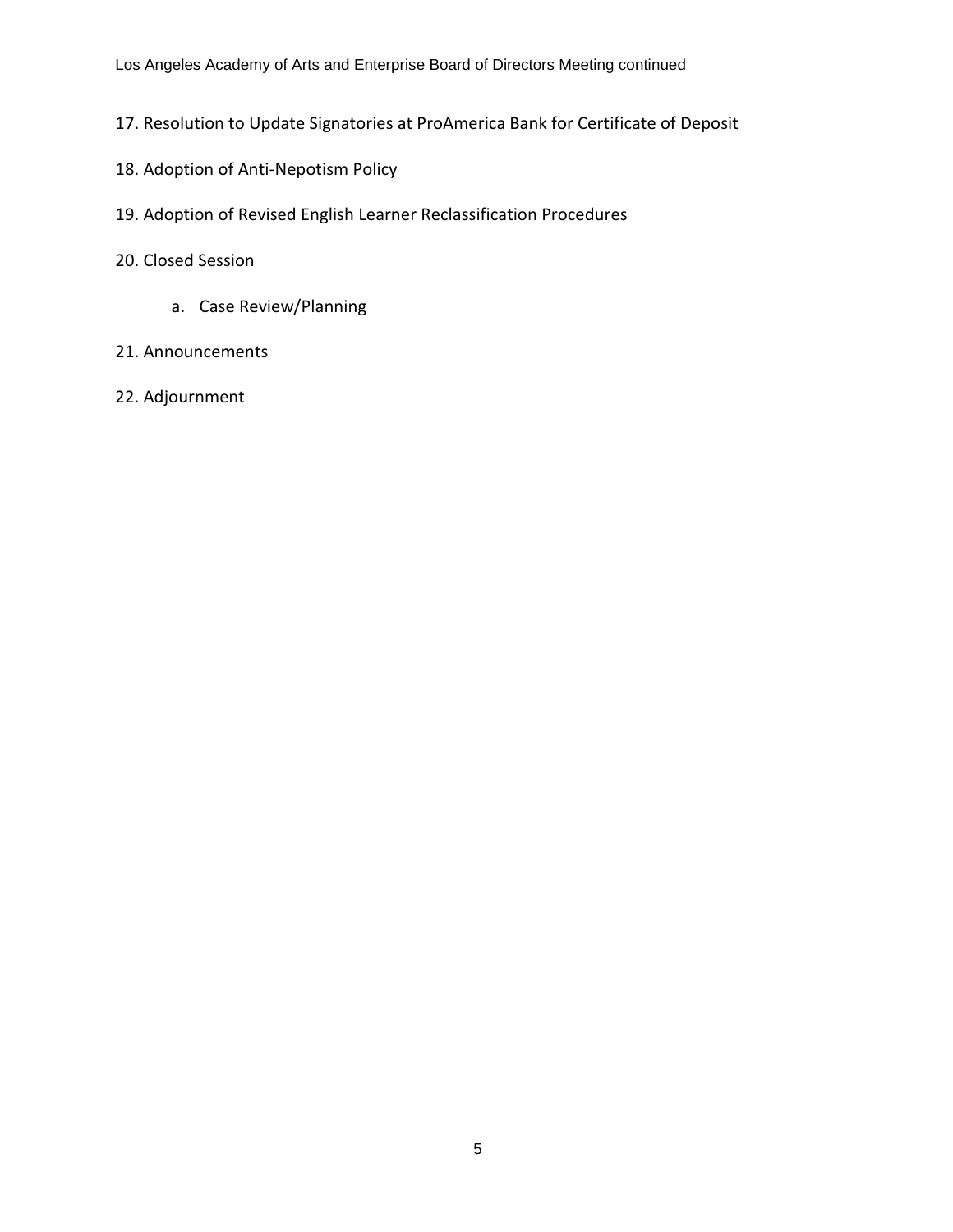17. Resolution to Update Signatories at ProAmerica Bank for Certificate of Deposit

18. Adoption of Anti-Nepotism Policy

19. Adoption of Revised English Learner Reclassification Procedures

20. Closed Session

    a. Case Review/Planning

21. Announcements

22. Adjournment